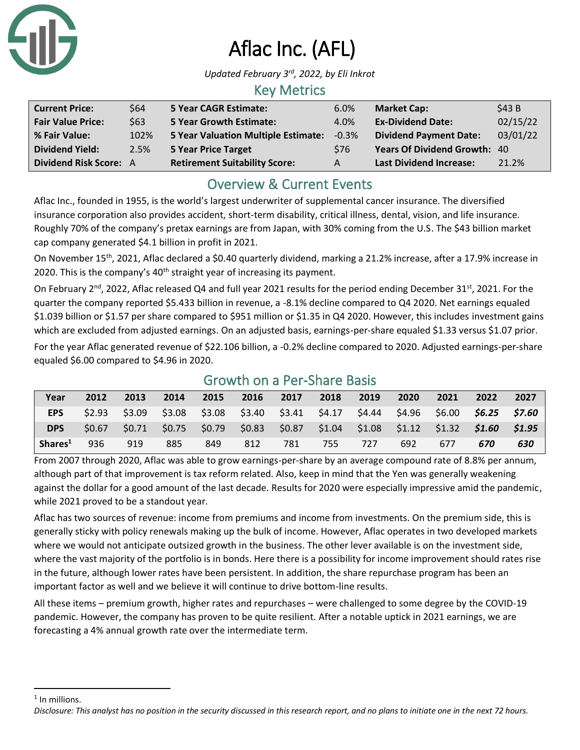# Aflac Inc. (AFL)

*Updated February 3rd, 2022, by Eli Inkrot*

## Key Metrics

| | | | | | |
|---|---|---|---|---|---|
| **Current Price:** | $64 | **5 Year CAGR Estimate:** | 6.0% | **Market Cap:** | $43 B |
| **Fair Value Price:** | $63 | **5 Year Growth Estimate:** | 4.0% | **Ex-Dividend Date:** | 02/15/22 |
| **% Fair Value:** | 102% | **5 Year Valuation Multiple Estimate:** | -0.3% | **Dividend Payment Date:** | 03/01/22 |
| **Dividend Yield:** | 2.5% | **5 Year Price Target** | $76 | **Years Of Dividend Growth:** | 40 |
| **Dividend Risk Score:** | A | **Retirement Suitability Score:** | A | **Last Dividend Increase:** | 21.2% |

## Overview & Current Events

Aflac Inc., founded in 1955, is the world's largest underwriter of supplemental cancer insurance. The diversified insurance corporation also provides accident, short-term disability, critical illness, dental, vision, and life insurance. Roughly 70% of the company's pretax earnings are from Japan, with 30% coming from the U.S. The $43 billion market cap company generated $4.1 billion in profit in 2021.

On November 15th, 2021, Aflac declared a $0.40 quarterly dividend, marking a 21.2% increase, after a 17.9% increase in 2020. This is the company's 40th straight year of increasing its payment.

On February 2nd, 2022, Aflac released Q4 and full year 2021 results for the period ending December 31st, 2021. For the quarter the company reported $5.433 billion in revenue, a -8.1% decline compared to Q4 2020. Net earnings equaled $1.039 billion or $1.57 per share compared to $951 million or $1.35 in Q4 2020. However, this includes investment gains which are excluded from adjusted earnings. On an adjusted basis, earnings-per-share equaled $1.33 versus $1.07 prior.

For the year Aflac generated revenue of $22.106 billion, a -0.2% decline compared to 2020. Adjusted earnings-per-share equaled $6.00 compared to $4.96 in 2020.

## Growth on a Per-Share Basis

| Year | 2012 | 2013 | 2014 | 2015 | 2016 | 2017 | 2018 | 2019 | 2020 | 2021 | 2022 | 2027 |
|---|---|---|---|---|---|---|---|---|---|---|---|---|
| **EPS** | $2.93 | $3.09 | $3.08 | $3.08 | $3.40 | $3.41 | $4.17 | $4.44 | $4.96 | $6.00 | ***$6.25*** | ***$7.60*** |
| **DPS** | $0.67 | $0.71 | $0.75 | $0.79 | $0.83 | $0.87 | $1.04 | $1.08 | $1.12 | $1.32 | ***$1.60*** | ***$1.95*** |
| **Shares[1]** | 936 | 919 | 885 | 849 | 812 | 781 | 755 | 727 | 692 | 677 | ***670*** | ***630*** |

From 2007 through 2020, Aflac was able to grow earnings-per-share by an average compound rate of 8.8% per annum, although part of that improvement is tax reform related. Also, keep in mind that the Yen was generally weakening against the dollar for a good amount of the last decade. Results for 2020 were especially impressive amid the pandemic, while 2021 proved to be a standout year.

Aflac has two sources of revenue: income from premiums and income from investments. On the premium side, this is generally sticky with policy renewals making up the bulk of income. However, Aflac operates in two developed markets where we would not anticipate outsized growth in the business. The other lever available is on the investment side, where the vast majority of the portfolio is in bonds. Here there is a possibility for income improvement should rates rise in the future, although lower rates have been persistent. In addition, the share repurchase program has been an important factor as well and we believe it will continue to drive bottom-line results.

All these items – premium growth, higher rates and repurchases – were challenged to some degree by the COVID-19 pandemic. However, the company has proven to be quite resilient. After a notable uptick in 2021 earnings, we are forecasting a 4% annual growth rate over the intermediate term.

[1] In millions.

*Disclosure: This analyst has no position in the security discussed in this research report, and no plans to initiate one in the next 72 hours.*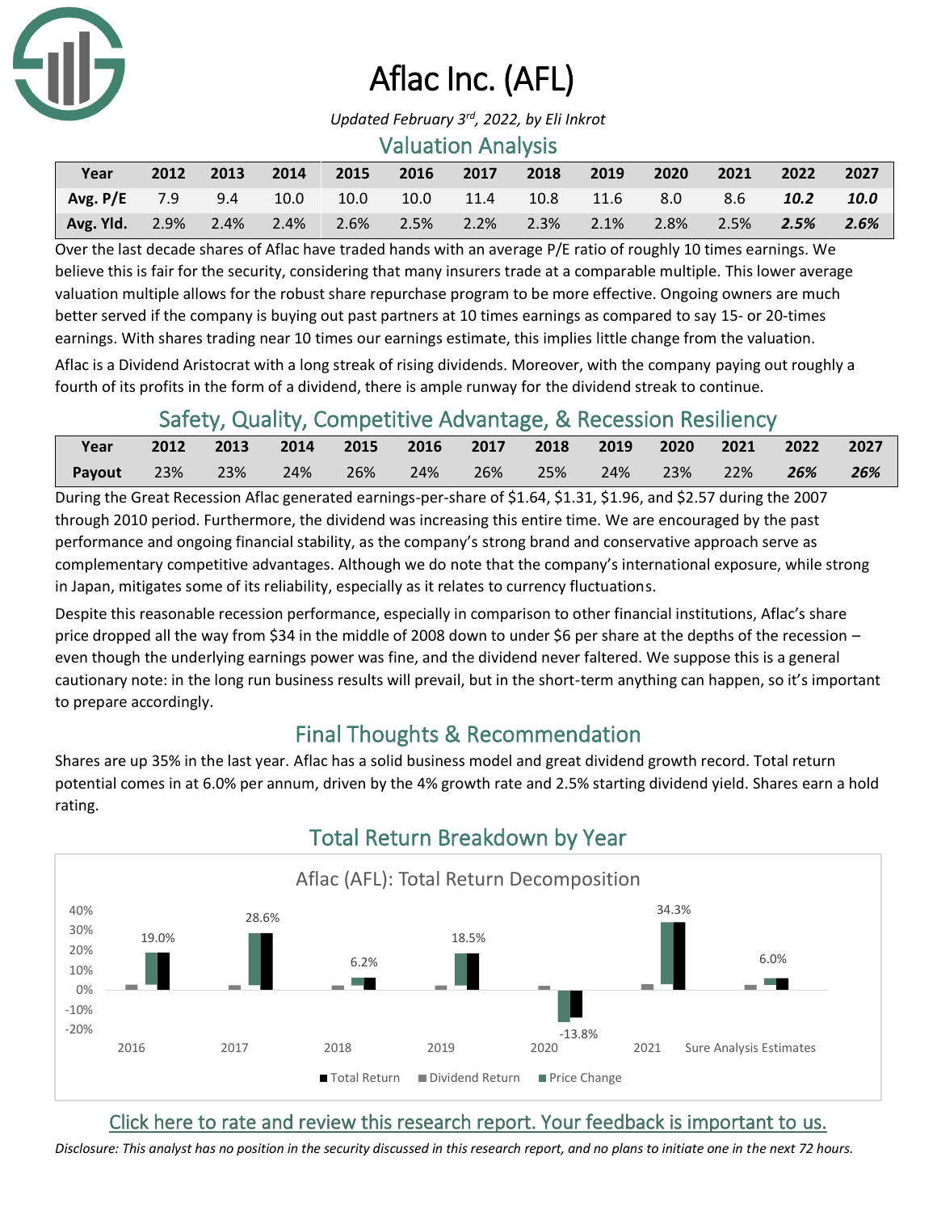# Aflac Inc. (AFL)

*Updated February 3rd, 2022, by Eli Inkrot*

## Valuation Analysis

| Year | 2012 | 2013 | 2014 | 2015 | 2016 | 2017 | 2018 | 2019 | 2020 | 2021 | 2022 | 2027 |
|---|---|---|---|---|---|---|---|---|---|---|---|---|
| **Avg. P/E** | 7.9 | 9.4 | 10.0 | 10.0 | 10.0 | 11.4 | 10.8 | 11.6 | 8.0 | 8.6 | ***10.2*** | ***10.0*** |
| **Avg. Yld.** | 2.9% | 2.4% | 2.4% | 2.6% | 2.5% | 2.2% | 2.3% | 2.1% | 2.8% | 2.5% | ***2.5%*** | ***2.6%*** |

Over the last decade shares of Aflac have traded hands with an average P/E ratio of roughly 10 times earnings. We believe this is fair for the security, considering that many insurers trade at a comparable multiple. This lower average valuation multiple allows for the robust share repurchase program to be more effective. Ongoing owners are much better served if the company is buying out past partners at 10 times earnings as compared to say 15- or 20-times earnings. With shares trading near 10 times our earnings estimate, this implies little change from the valuation.

Aflac is a Dividend Aristocrat with a long streak of rising dividends. Moreover, with the company paying out roughly a fourth of its profits in the form of a dividend, there is ample runway for the dividend streak to continue.

## Safety, Quality, Competitive Advantage, & Recession Resiliency

| Year | 2012 | 2013 | 2014 | 2015 | 2016 | 2017 | 2018 | 2019 | 2020 | 2021 | 2022 | 2027 |
|---|---|---|---|---|---|---|---|---|---|---|---|---|
| **Payout** | 23% | 23% | 24% | 26% | 24% | 26% | 25% | 24% | 23% | 22% | ***26%*** | ***26%*** |

During the Great Recession Aflac generated earnings-per-share of $1.64, $1.31, $1.96, and $2.57 during the 2007 through 2010 period. Furthermore, the dividend was increasing this entire time. We are encouraged by the past performance and ongoing financial stability, as the company's strong brand and conservative approach serve as complementary competitive advantages. Although we do note that the company's international exposure, while strong in Japan, mitigates some of its reliability, especially as it relates to currency fluctuations.

Despite this reasonable recession performance, especially in comparison to other financial institutions, Aflac's share price dropped all the way from $34 in the middle of 2008 down to under $6 per share at the depths of the recession – even though the underlying earnings power was fine, and the dividend never faltered. We suppose this is a general cautionary note: in the long run business results will prevail, but in the short-term anything can happen, so it's important to prepare accordingly.

## Final Thoughts & Recommendation

Shares are up 35% in the last year. Aflac has a solid business model and great dividend growth record. Total return potential comes in at 6.0% per annum, driven by the 4% growth rate and 2.5% starting dividend yield. Shares earn a hold rating.

## Total Return Breakdown by Year

Aflac (AFL): Total Return Decomposition

| | 2016 | 2017 | 2018 | 2019 | 2020 | 2021 | Sure Analysis Estimates |
|---|---|---|---|---|---|---|---|
| Total Return | 19.0% | 28.6% | 6.2% | 18.5% | -13.8% | 34.3% | 6.0% |

Click here to rate and review this research report. Your feedback is important to us.

*Disclosure: This analyst has no position in the security discussed in this research report, and no plans to initiate one in the next 72 hours.*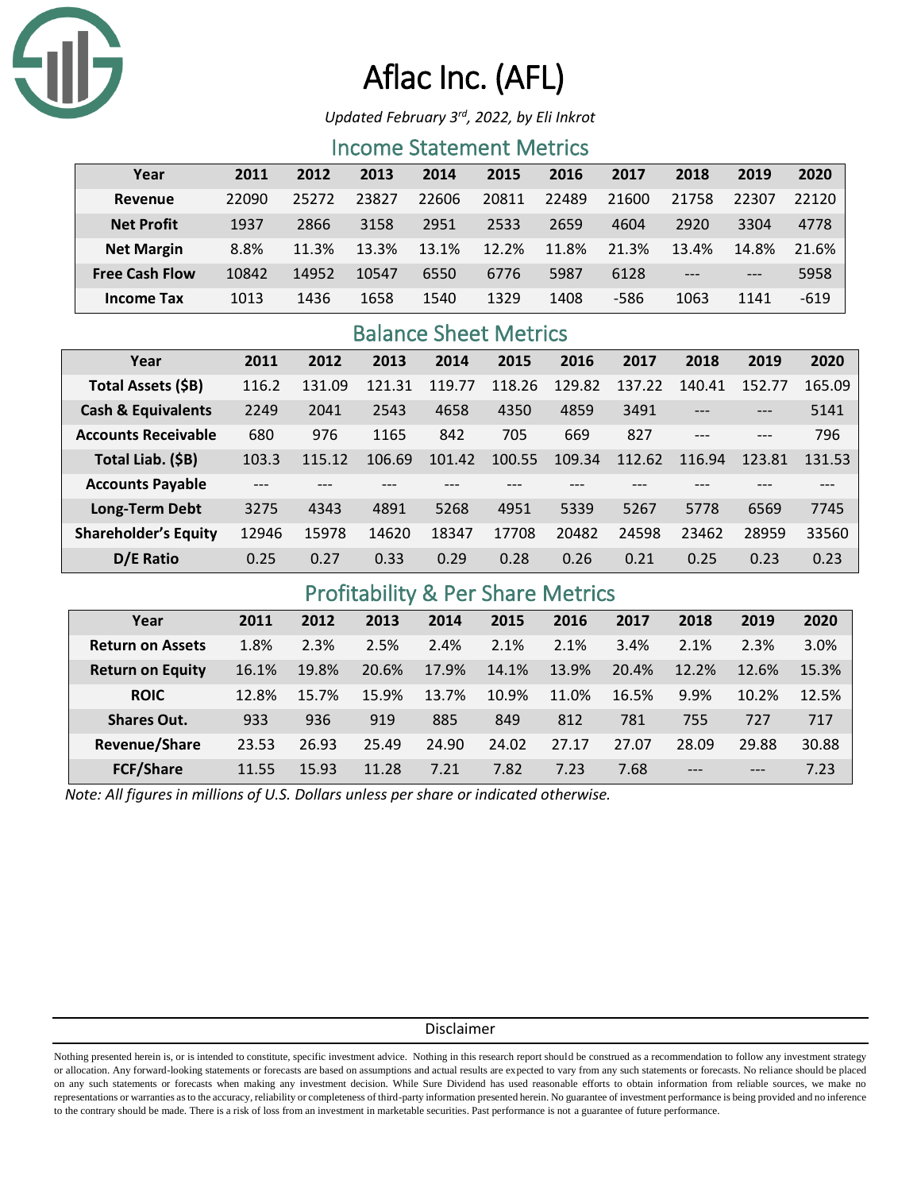# Aflac Inc. (AFL)

*Updated February 3rd, 2022, by Eli Inkrot*

## Income Statement Metrics

| Year | 2011 | 2012 | 2013 | 2014 | 2015 | 2016 | 2017 | 2018 | 2019 | 2020 |
|---|---|---|---|---|---|---|---|---|---|---|
| **Revenue** | 22090 | 25272 | 23827 | 22606 | 20811 | 22489 | 21600 | 21758 | 22307 | 22120 |
| **Net Profit** | 1937 | 2866 | 3158 | 2951 | 2533 | 2659 | 4604 | 2920 | 3304 | 4778 |
| **Net Margin** | 8.8% | 11.3% | 13.3% | 13.1% | 12.2% | 11.8% | 21.3% | 13.4% | 14.8% | 21.6% |
| **Free Cash Flow** | 10842 | 14952 | 10547 | 6550 | 6776 | 5987 | 6128 | --- | --- | 5958 |
| **Income Tax** | 1013 | 1436 | 1658 | 1540 | 1329 | 1408 | -586 | 1063 | 1141 | -619 |

## Balance Sheet Metrics

| Year | 2011 | 2012 | 2013 | 2014 | 2015 | 2016 | 2017 | 2018 | 2019 | 2020 |
|---|---|---|---|---|---|---|---|---|---|---|
| **Total Assets ($B)** | 116.2 | 131.09 | 121.31 | 119.77 | 118.26 | 129.82 | 137.22 | 140.41 | 152.77 | 165.09 |
| **Cash & Equivalents** | 2249 | 2041 | 2543 | 4658 | 4350 | 4859 | 3491 | --- | --- | 5141 |
| **Accounts Receivable** | 680 | 976 | 1165 | 842 | 705 | 669 | 827 | --- | --- | 796 |
| **Total Liab. ($B)** | 103.3 | 115.12 | 106.69 | 101.42 | 100.55 | 109.34 | 112.62 | 116.94 | 123.81 | 131.53 |
| **Accounts Payable** | --- | --- | --- | --- | --- | --- | --- | --- | --- | --- |
| **Long-Term Debt** | 3275 | 4343 | 4891 | 5268 | 4951 | 5339 | 5267 | 5778 | 6569 | 7745 |
| **Shareholder's Equity** | 12946 | 15978 | 14620 | 18347 | 17708 | 20482 | 24598 | 23462 | 28959 | 33560 |
| **D/E Ratio** | 0.25 | 0.27 | 0.33 | 0.29 | 0.28 | 0.26 | 0.21 | 0.25 | 0.23 | 0.23 |

## Profitability & Per Share Metrics

| Year | 2011 | 2012 | 2013 | 2014 | 2015 | 2016 | 2017 | 2018 | 2019 | 2020 |
|---|---|---|---|---|---|---|---|---|---|---|
| **Return on Assets** | 1.8% | 2.3% | 2.5% | 2.4% | 2.1% | 2.1% | 3.4% | 2.1% | 2.3% | 3.0% |
| **Return on Equity** | 16.1% | 19.8% | 20.6% | 17.9% | 14.1% | 13.9% | 20.4% | 12.2% | 12.6% | 15.3% |
| **ROIC** | 12.8% | 15.7% | 15.9% | 13.7% | 10.9% | 11.0% | 16.5% | 9.9% | 10.2% | 12.5% |
| **Shares Out.** | 933 | 936 | 919 | 885 | 849 | 812 | 781 | 755 | 727 | 717 |
| **Revenue/Share** | 23.53 | 26.93 | 25.49 | 24.90 | 24.02 | 27.17 | 27.07 | 28.09 | 29.88 | 30.88 |
| **FCF/Share** | 11.55 | 15.93 | 11.28 | 7.21 | 7.82 | 7.23 | 7.68 | --- | --- | 7.23 |

*Note: All figures in millions of U.S. Dollars unless per share or indicated otherwise.*

Disclaimer

Nothing presented herein is, or is intended to constitute, specific investment advice. Nothing in this research report should be construed as a recommendation to follow any investment strategy or allocation. Any forward-looking statements or forecasts are based on assumptions and actual results are expected to vary from any such statements or forecasts. No reliance should be placed on any such statements or forecasts when making any investment decision. While Sure Dividend has used reasonable efforts to obtain information from reliable sources, we make no representations or warranties as to the accuracy, reliability or completeness of third-party information presented herein. No guarantee of investment performance is being provided and no inference to the contrary should be made. There is a risk of loss from an investment in marketable securities. Past performance is not a guarantee of future performance.